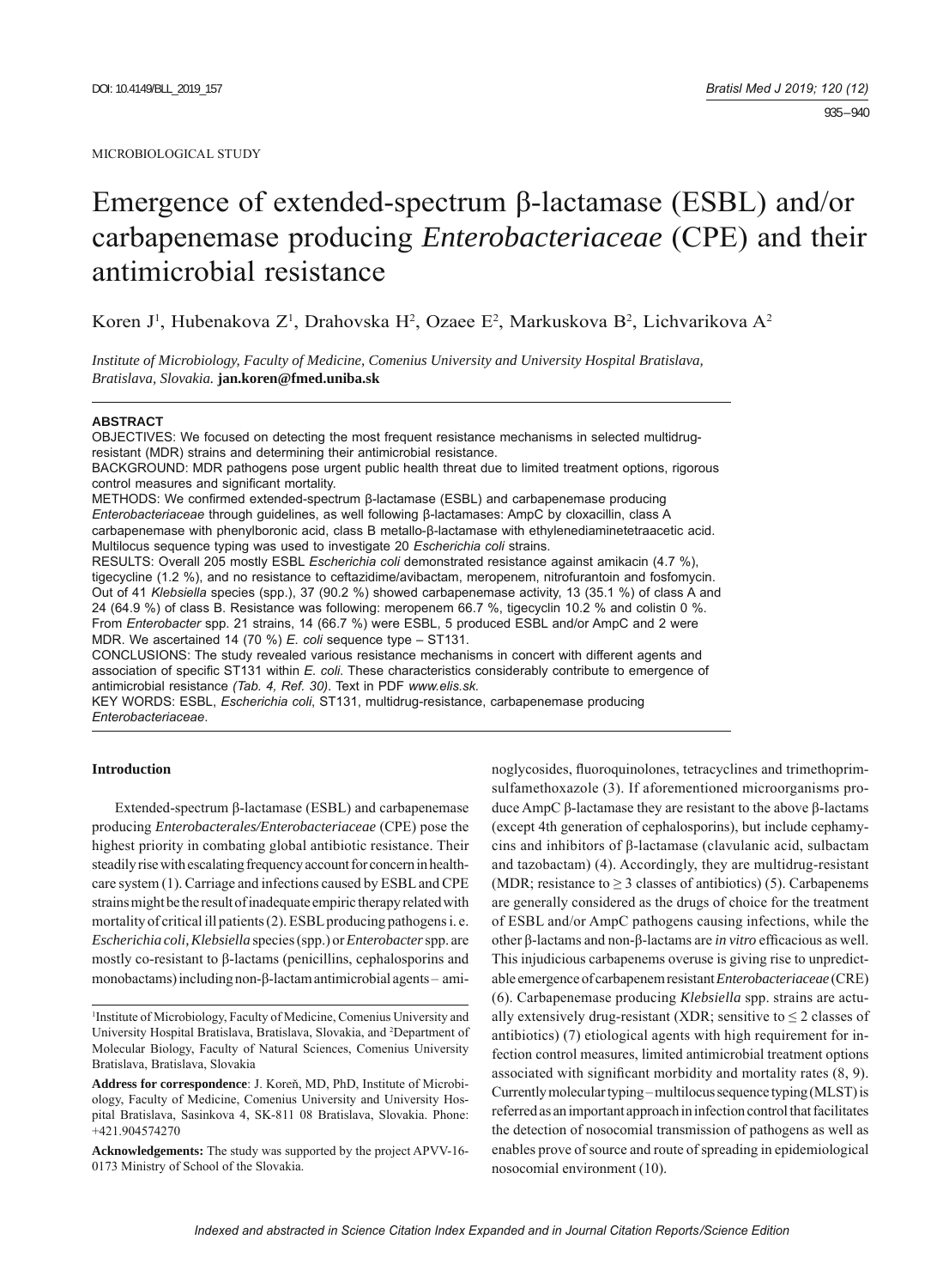MICROBIOLOGICAL STUDY

# Emergence of extended-spectrum β-lactamase (ESBL) and/or carbapenemase producing *Enterobacteriaceae* (CPE) and their antimicrobial resistance

Koren J[1], Hubenakova Z[1], Drahovska H[2], Ozaee E[2], Markuskova B[2], Lichvarikova A[2]

*Institute of Microbiology, Faculty of Medicine, Comenius University and University Hospital Bratislava, Bratislava, Slovakia.* **jan.koren@fmed.uniba.sk**

**ABSTRACT**

OBJECTIVES: We focused on detecting the most frequent resistance mechanisms in selected multidrug-resistant (MDR) strains and determining their antimicrobial resistance.

BACKGROUND: MDR pathogens pose urgent public health threat due to limited treatment options, rigorous control measures and significant mortality.

METHODS: We confirmed extended-spectrum β-lactamase (ESBL) and carbapenemase producing *Enterobacteriaceae* through guidelines, as well following β-lactamases: AmpC by cloxacillin, class A carbapenemase with phenylboronic acid, class B metallo-β-lactamase with ethylenediaminetetraacetic acid. Multilocus sequence typing was used to investigate 20 *Escherichia coli* strains.

RESULTS: Overall 205 mostly ESBL *Escherichia coli* demonstrated resistance against amikacin (4.7 %), tigecycline (1.2 %), and no resistance to ceftazidime/avibactam, meropenem, nitrofurantoin and fosfomycin. Out of 41 *Klebsiella* species (spp.), 37 (90.2 %) showed carbapenemase activity, 13 (35.1 %) of class A and 24 (64.9 %) of class B. Resistance was following: meropenem 66.7 %, tigecyclin 10.2 % and colistin 0 %. From *Enterobacter* spp. 21 strains, 14 (66.7 %) were ESBL, 5 produced ESBL and/or AmpC and 2 were MDR. We ascertained 14 (70 %) *E. coli* sequence type – ST131.

CONCLUSIONS: The study revealed various resistance mechanisms in concert with different agents and association of specific ST131 within *E. coli.* These characteristics considerably contribute to emergence of antimicrobial resistance *(Tab. 4, Ref. 30).* Text in PDF *www.elis.sk.*

KEY WORDS: ESBL, *Escherichia coli*, ST131, multidrug-resistance, carbapenemase producing *Enterobacteriaceae*.

## Introduction

Extended-spectrum β-lactamase (ESBL) and carbapenemase producing *Enterobacterales/Enterobacteriaceae* (CPE) pose the highest priority in combating global antibiotic resistance. Their steadily rise with escalating frequency account for concern in healthcare system (1). Carriage and infections caused by ESBL and CPE strains might be the result of inadequate empiric therapy related with mortality of critical ill patients (2). ESBL producing pathogens i. e. *Escherichia coli, Klebsiella* species (spp.) or *Enterobacter* spp. are mostly co-resistant to β-lactams (penicillins, cephalosporins and monobactams) including non-β-lactam antimicrobial agents – aminoglycosides, fluoroquinolones, tetracyclines and trimethoprim-sulfamethoxazole (3). If aforementioned microorganisms produce AmpC β-lactamase they are resistant to the above β-lactams (except 4th generation of cephalosporins), but include cephamycins and inhibitors of β-lactamase (clavulanic acid, sulbactam and tazobactam) (4). Accordingly, they are multidrug-resistant (MDR; resistance to $\geq 3$ classes of antibiotics) (5). Carbapenems are generally considered as the drugs of choice for the treatment of ESBL and/or AmpC pathogens causing infections, while the other β-lactams and non-β-lactams are *in vitro* efficacious as well. This injudicious carbapenems overuse is giving rise to unpredictable emergence of carbapenem resistant *Enterobacteriaceae* (CRE) (6). Carbapenemase producing *Klebsiella* spp. strains are actually extensively drug-resistant (XDR; sensitive to $\leq 2$ classes of antibiotics) (7) etiological agents with high requirement for infection control measures, limited antimicrobial treatment options associated with significant morbidity and mortality rates (8, 9). Currently molecular typing – multilocus sequence typing (MLST) is referred as an important approach in infection control that facilitates the detection of nosocomial transmission of pathogens as well as enables prove of source and route of spreading in epidemiological nosocomial environment (10).

---

[1]Institute of Microbiology, Faculty of Medicine, Comenius University and University Hospital Bratislava, Bratislava, Slovakia, and [2]Department of Molecular Biology, Faculty of Natural Sciences, Comenius University Bratislava, Bratislava, Slovakia

**Address for correspondence**: J. Koreň, MD, PhD, Institute of Microbiology, Faculty of Medicine, Comenius University and University Hospital Bratislava, Sasinkova 4, SK-811 08 Bratislava, Slovakia. Phone: +421.904574270

**Acknowledgements:** The study was supported by the project APVV-16-0173 Ministry of School of the Slovakia.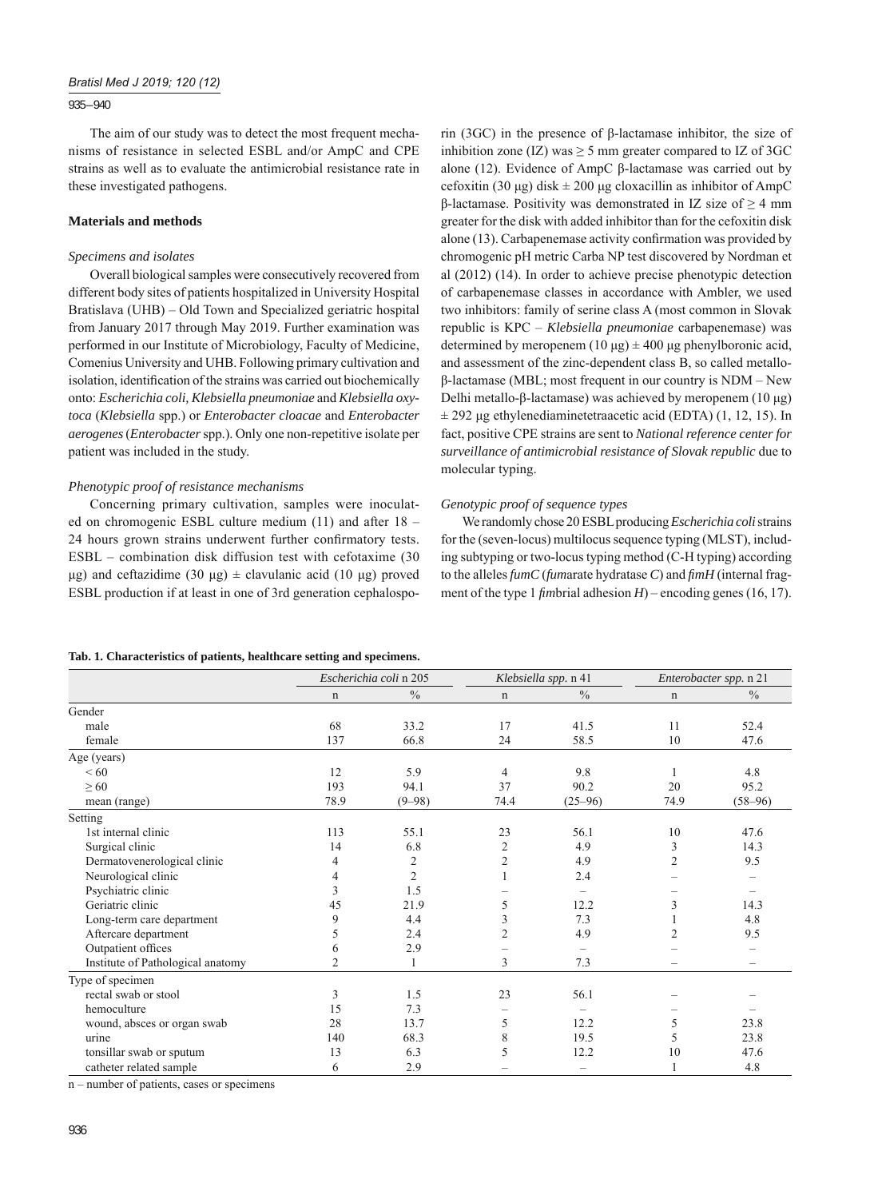The aim of our study was to detect the most frequent mechanisms of resistance in selected ESBL and/or AmpC and CPE strains as well as to evaluate the antimicrobial resistance rate in these investigated pathogens.

## Materials and methods

### *Specimens and isolates*

Overall biological samples were consecutively recovered from different body sites of patients hospitalized in University Hospital Bratislava (UHB) – Old Town and Specialized geriatric hospital from January 2017 through May 2019. Further examination was performed in our Institute of Microbiology, Faculty of Medicine, Comenius University and UHB. Following primary cultivation and isolation, identification of the strains was carried out biochemically onto: *Escherichia coli, Klebsiella pneumoniae* and *Klebsiella oxytoca* (*Klebsiella* spp.) or *Enterobacter cloacae* and *Enterobacter aerogenes* (*Enterobacter* spp.). Only one non-repetitive isolate per patient was included in the study.

### *Phenotypic proof of resistance mechanisms*

Concerning primary cultivation, samples were inoculated on chromogenic ESBL culture medium (11) and after 18 – 24 hours grown strains underwent further confirmatory tests. ESBL – combination disk diffusion test with cefotaxime (30 μg) and ceftazidime (30 μg) ± clavulanic acid (10 μg) proved ESBL production if at least in one of 3rd generation cephalosporin (3GC) in the presence of β-lactamase inhibitor, the size of inhibition zone (IZ) was ≥ 5 mm greater compared to IZ of 3GC alone (12). Evidence of AmpC β-lactamase was carried out by cefoxitin (30 μg) disk ± 200 μg cloxacillin as inhibitor of AmpC β-lactamase. Positivity was demonstrated in IZ size of ≥ 4 mm greater for the disk with added inhibitor than for the cefoxitin disk alone (13). Carbapenemase activity confirmation was provided by chromogenic pH metric Carba NP test discovered by Nordman et al (2012) (14). In order to achieve precise phenotypic detection of carbapenemase classes in accordance with Ambler, we used two inhibitors: family of serine class A (most common in Slovak republic is KPC – *Klebsiella pneumoniae* carbapenemase) was determined by meropenem (10 μg) ± 400 μg phenylboronic acid, and assessment of the zinc-dependent class B, so called metallo-β-lactamase (MBL; most frequent in our country is NDM – New Delhi metallo-β-lactamase) was achieved by meropenem (10 μg) ± 292 μg ethylenediaminetetraacetic acid (EDTA) (1, 12, 15). In fact, positive CPE strains are sent to *National reference center for surveillance of antimicrobial resistance of Slovak republic* due to molecular typing.

### *Genotypic proof of sequence types*

We randomly chose 20 ESBL producing *Escherichia coli* strains for the (seven-locus) multilocus sequence typing (MLST), including subtyping or two-locus typing method (C-H typing) according to the alleles *fumC* (*fum*arate hydratase *C*) and *fimH* (internal fragment of the type 1 *fim*brial adhesion *H*) – encoding genes (16, 17).

**Tab. 1. Characteristics of patients, healthcare setting and specimens.**

| | *Escherichia coli* n 205 | | *Klebsiella spp.* n 41 | | *Enterobacter spp.* n 21 | |
|---|---|---|---|---|---|---|
| | n | % | n | % | n | % |
| Gender | | | | | | |
| male | 68 | 33.2 | 17 | 41.5 | 11 | 52.4 |
| female | 137 | 66.8 | 24 | 58.5 | 10 | 47.6 |
| Age (years) | | | | | | |
| < 60 | 12 | 5.9 | 4 | 9.8 | 1 | 4.8 |
| ≥ 60 | 193 | 94.1 | 37 | 90.2 | 20 | 95.2 |
| mean (range) | 78.9 | (9–98) | 74.4 | (25–96) | 74.9 | (58–96) |
| Setting | | | | | | |
| 1st internal clinic | 113 | 55.1 | 23 | 56.1 | 10 | 47.6 |
| Surgical clinic | 14 | 6.8 | 2 | 4.9 | 3 | 14.3 |
| Dermatovenerological clinic | 4 | 2 | 2 | 4.9 | 2 | 9.5 |
| Neurological clinic | 4 | 2 | 1 | 2.4 | – | – |
| Psychiatric clinic | 3 | 1.5 | – | – | – | – |
| Geriatric clinic | 45 | 21.9 | 5 | 12.2 | 3 | 14.3 |
| Long-term care department | 9 | 4.4 | 3 | 7.3 | 1 | 4.8 |
| Aftercare department | 5 | 2.4 | 2 | 4.9 | 2 | 9.5 |
| Outpatient offices | 6 | 2.9 | – | – | – | – |
| Institute of Pathological anatomy | 2 | 1 | 3 | 7.3 | – | – |
| Type of specimen | | | | | | |
| rectal swab or stool | 3 | 1.5 | 23 | 56.1 | – | – |
| hemoculture | 15 | 7.3 | – | – | – | – |
| wound, absces or organ swab | 28 | 13.7 | 5 | 12.2 | 5 | 23.8 |
| urine | 140 | 68.3 | 8 | 19.5 | 5 | 23.8 |
| tonsillar swab or sputum | 13 | 6.3 | 5 | 12.2 | 10 | 47.6 |
| catheter related sample | 6 | 2.9 | – | – | 1 | 4.8 |

n – number of patients, cases or specimens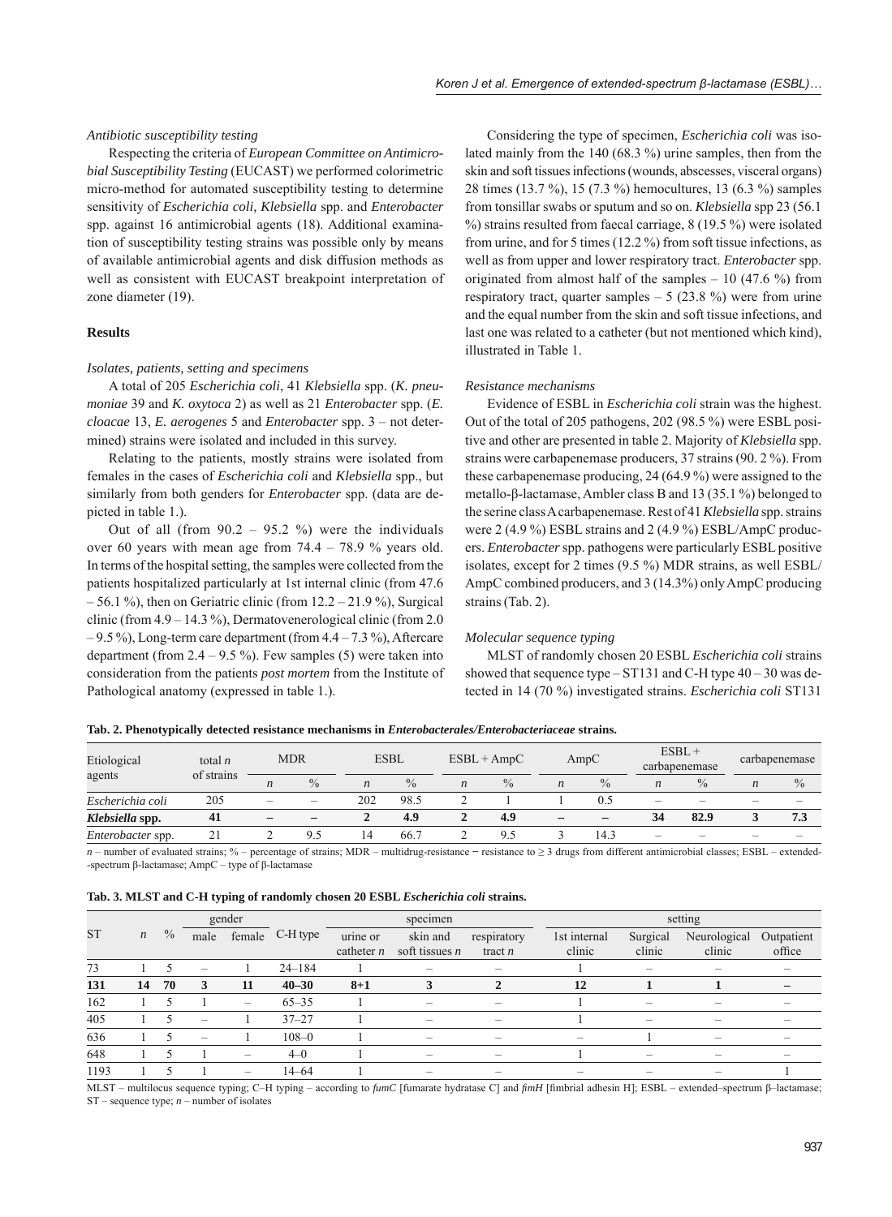*Antibiotic susceptibility testing*

Respecting the criteria of *European Committee on Antimicrobial Susceptibility Testing* (EUCAST) we performed colorimetric micro-method for automated susceptibility testing to determine sensitivity of *Escherichia coli, Klebsiella* spp. and *Enterobacter* spp. against 16 antimicrobial agents (18). Additional examination of susceptibility testing strains was possible only by means of available antimicrobial agents and disk diffusion methods as well as consistent with EUCAST breakpoint interpretation of zone diameter (19).

## Results

*Isolates, patients, setting and specimens*

A total of 205 *Escherichia coli*, 41 *Klebsiella* spp. (*K. pneumoniae* 39 and *K. oxytoca* 2) as well as 21 *Enterobacter* spp. (*E. cloacae* 13, *E. aerogenes* 5 and *Enterobacter* spp. 3 – not determined) strains were isolated and included in this survey.

Relating to the patients, mostly strains were isolated from females in the cases of *Escherichia coli* and *Klebsiella* spp., but similarly from both genders for *Enterobacter* spp. (data are depicted in table 1.).

Out of all (from 90.2 – 95.2 %) were the individuals over 60 years with mean age from 74.4 – 78.9 % years old. In terms of the hospital setting, the samples were collected from the patients hospitalized particularly at 1st internal clinic (from 47.6 – 56.1 %), then on Geriatric clinic (from 12.2 – 21.9 %), Surgical clinic (from 4.9 – 14.3 %), Dermatovenerological clinic (from 2.0 – 9.5 %), Long-term care department (from 4.4 – 7.3 %), Aftercare department (from 2.4 – 9.5 %). Few samples (5) were taken into consideration from the patients *post mortem* from the Institute of Pathological anatomy (expressed in table 1.).

Considering the type of specimen, *Escherichia coli* was isolated mainly from the 140 (68.3 %) urine samples, then from the skin and soft tissues infections (wounds, abscesses, visceral organs) 28 times (13.7 %), 15 (7.3 %) hemocultures, 13 (6.3 %) samples from tonsillar swabs or sputum and so on. *Klebsiella* spp 23 (56.1 %) strains resulted from faecal carriage, 8 (19.5 %) were isolated from urine, and for 5 times (12.2 %) from soft tissue infections, as well as from upper and lower respiratory tract. *Enterobacter* spp. originated from almost half of the samples – 10 (47.6 %) from respiratory tract, quarter samples – 5 (23.8 %) were from urine and the equal number from the skin and soft tissue infections, and last one was related to a catheter (but not mentioned which kind), illustrated in Table 1.

*Resistance mechanisms*

Evidence of ESBL in *Escherichia coli* strain was the highest. Out of the total of 205 pathogens, 202 (98.5 %) were ESBL positive and other are presented in table 2. Majority of *Klebsiella* spp. strains were carbapenemase producers, 37 strains (90. 2 %). From these carbapenemase producing, 24 (64.9 %) were assigned to the metallo-β-lactamase, Ambler class B and 13 (35.1 %) belonged to the serine class A carbapenemase. Rest of 41 *Klebsiella* spp. strains were 2 (4.9 %) ESBL strains and 2 (4.9 %) ESBL/AmpC producers. *Enterobacter* spp. pathogens were particularly ESBL positive isolates, except for 2 times (9.5 %) MDR strains, as well ESBL/AmpC combined producers, and 3 (14.3%) only AmpC producing strains (Tab. 2).

*Molecular sequence typing*

MLST of randomly chosen 20 ESBL *Escherichia coli* strains showed that sequence type – ST131 and C-H type 40 – 30 was detected in 14 (70 %) investigated strains. *Escherichia coli* ST131

**Tab. 2. Phenotypically detected resistance mechanisms in *Enterobacterales/Enterobacteriaceae* strains.**

| Etiological agents | total *n* of strains | MDR | | ESBL | | ESBL + AmpC | | AmpC | | ESBL + carbapenemase | | carbapenemase | |
|---|---|---|---|---|---|---|---|---|---|---|---|---|---|
| | | *n* | % | *n* | % | *n* | % | *n* | % | *n* | % | *n* | % |
| *Escherichia coli* | 205 | – | – | 202 | 98.5 | 2 | 1 | 1 | 0.5 | – | – | – | – |
| ***Klebsiella* spp.** | **41** | **–** | **–** | **2** | **4.9** | **2** | **4.9** | **–** | **–** | **34** | **82.9** | **3** | **7.3** |
| *Enterobacter* spp. | 21 | 2 | 9.5 | 14 | 66.7 | 2 | 9.5 | 3 | 14.3 | – | – | – | – |

*n* – number of evaluated strains; % – percentage of strains; MDR – multidrug-resistance − resistance to ≥ 3 drugs from different antimicrobial classes; ESBL – extended-spectrum β-lactamase; AmpC – type of β-lactamase

**Tab. 3. MLST and C-H typing of randomly chosen 20 ESBL *Escherichia coli* strains.**

| ST | *n* | % | gender | | C-H type | specimen | | | setting | | | |
|---|---|---|---|---|---|---|---|---|---|---|---|---|
| | | | male | female | | urine or catheter *n* | skin and soft tissues *n* | respiratory tract *n* | 1st internal clinic | Surgical clinic | Neurological clinic | Outpatient office |
| 73 | 1 | 5 | – | 1 | 24–184 | 1 | – | – | 1 | – | – | – |
| **131** | **14** | **70** | **3** | **11** | **40–30** | **8+1** | **3** | **2** | **12** | **1** | **1** | **–** |
| 162 | 1 | 5 | 1 | – | 65–35 | 1 | – | – | 1 | – | – | – |
| 405 | 1 | 5 | – | 1 | 37–27 | 1 | – | – | 1 | – | – | – |
| 636 | 1 | 5 | – | 1 | 108–0 | 1 | – | – | – | 1 | – | – |
| 648 | 1 | 5 | 1 | – | 4–0 | 1 | – | – | 1 | – | – | – |
| 1193 | 1 | 5 | 1 | – | 14–64 | 1 | – | – | – | – | – | 1 |

MLST – multilocus sequence typing; C–H typing – according to *fumC* [fumarate hydratase C] and *fimH* [fimbrial adhesin H]; ESBL – extended–spectrum β–lactamase; ST – sequence type; *n* – number of isolates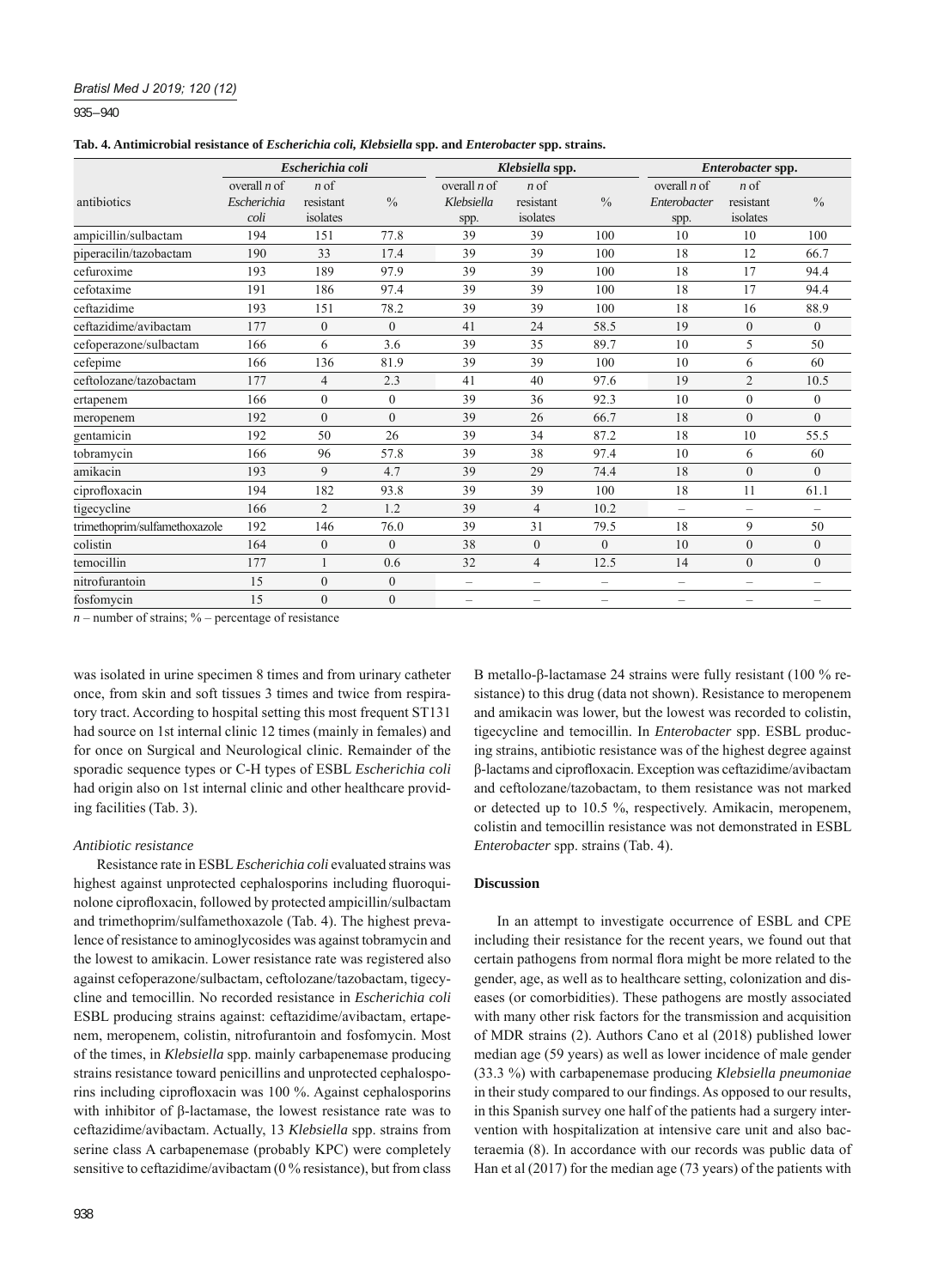**Tab. 4. Antimicrobial resistance of *Escherichia coli, Klebsiella* spp. and *Enterobacter* spp. strains.**

| antibiotics | *Escherichia coli* | | | *Klebsiella* spp. | | | *Enterobacter* spp. | | |
|---|---|---|---|---|---|---|---|---|---|
| | overall *n* of *Escherichia coli* | *n* of resistant isolates | % | overall *n* of *Klebsiella* spp. | *n* of resistant isolates | % | overall *n* of *Enterobacter* spp. | *n* of resistant isolates | % |
| ampicillin/sulbactam | 194 | 151 | 77.8 | 39 | 39 | 100 | 10 | 10 | 100 |
| piperacilin/tazobactam | 190 | 33 | 17.4 | 39 | 39 | 100 | 18 | 12 | 66.7 |
| cefuroxime | 193 | 189 | 97.9 | 39 | 39 | 100 | 18 | 17 | 94.4 |
| cefotaxime | 191 | 186 | 97.4 | 39 | 39 | 100 | 18 | 17 | 94.4 |
| ceftazidime | 193 | 151 | 78.2 | 39 | 39 | 100 | 18 | 16 | 88.9 |
| ceftazidime/avibactam | 177 | 0 | 0 | 41 | 24 | 58.5 | 19 | 0 | 0 |
| cefoperazone/sulbactam | 166 | 6 | 3.6 | 39 | 35 | 89.7 | 10 | 5 | 50 |
| cefepime | 166 | 136 | 81.9 | 39 | 39 | 100 | 10 | 6 | 60 |
| ceftolozane/tazobactam | 177 | 4 | 2.3 | 41 | 40 | 97.6 | 19 | 2 | 10.5 |
| ertapenem | 166 | 0 | 0 | 39 | 36 | 92.3 | 10 | 0 | 0 |
| meropenem | 192 | 0 | 0 | 39 | 26 | 66.7 | 18 | 0 | 0 |
| gentamicin | 192 | 50 | 26 | 39 | 34 | 87.2 | 18 | 10 | 55.5 |
| tobramycin | 166 | 96 | 57.8 | 39 | 38 | 97.4 | 10 | 6 | 60 |
| amikacin | 193 | 9 | 4.7 | 39 | 29 | 74.4 | 18 | 0 | 0 |
| ciprofloxacin | 194 | 182 | 93.8 | 39 | 39 | 100 | 18 | 11 | 61.1 |
| tigecycline | 166 | 2 | 1.2 | 39 | 4 | 10.2 | – | – | – |
| trimethoprim/sulfamethoxazole | 192 | 146 | 76.0 | 39 | 31 | 79.5 | 18 | 9 | 50 |
| colistin | 164 | 0 | 0 | 38 | 0 | 0 | 10 | 0 | 0 |
| temocillin | 177 | 1 | 0.6 | 32 | 4 | 12.5 | 14 | 0 | 0 |
| nitrofurantoin | 15 | 0 | 0 | – | – | – | – | – | – |
| fosfomycin | 15 | 0 | 0 | – | – | – | – | – | – |

*n* – number of strains; % – percentage of resistance

was isolated in urine specimen 8 times and from urinary catheter once, from skin and soft tissues 3 times and twice from respiratory tract. According to hospital setting this most frequent ST131 had source on 1st internal clinic 12 times (mainly in females) and for once on Surgical and Neurological clinic. Remainder of the sporadic sequence types or C-H types of ESBL *Escherichia coli* had origin also on 1st internal clinic and other healthcare providing facilities (Tab. 3).

### *Antibiotic resistance*

Resistance rate in ESBL *Escherichia coli* evaluated strains was highest against unprotected cephalosporins including fluoroquinolone ciprofloxacin, followed by protected ampicillin/sulbactam and trimethoprim/sulfamethoxazole (Tab. 4). The highest prevalence of resistance to aminoglycosides was against tobramycin and the lowest to amikacin. Lower resistance rate was registered also against cefoperazone/sulbactam, ceftolozane/tazobactam, tigecycline and temocillin. No recorded resistance in *Escherichia coli* ESBL producing strains against: ceftazidime/avibactam, ertapenem, meropenem, colistin, nitrofurantoin and fosfomycin. Most of the times, in *Klebsiella* spp. mainly carbapenemase producing strains resistance toward penicillins and unprotected cephalosporins including ciprofloxacin was 100 %. Against cephalosporins with inhibitor of β-lactamase, the lowest resistance rate was to ceftazidime/avibactam. Actually, 13 *Klebsiella* spp. strains from serine class A carbapenemase (probably KPC) were completely sensitive to ceftazidime/avibactam (0 % resistance), but from class B metallo-β-lactamase 24 strains were fully resistant (100 % resistance) to this drug (data not shown). Resistance to meropenem and amikacin was lower, but the lowest was recorded to colistin, tigecycline and temocillin. In *Enterobacter* spp. ESBL producing strains, antibiotic resistance was of the highest degree against β-lactams and ciprofloxacin. Exception was ceftazidime/avibactam and ceftolozane/tazobactam, to them resistance was not marked or detected up to 10.5 %, respectively. Amikacin, meropenem, colistin and temocillin resistance was not demonstrated in ESBL *Enterobacter* spp. strains (Tab. 4).

## Discussion

In an attempt to investigate occurrence of ESBL and CPE including their resistance for the recent years, we found out that certain pathogens from normal flora might be more related to the gender, age, as well as to healthcare setting, colonization and diseases (or comorbidities). These pathogens are mostly associated with many other risk factors for the transmission and acquisition of MDR strains (2). Authors Cano et al (2018) published lower median age (59 years) as well as lower incidence of male gender (33.3 %) with carbapenemase producing *Klebsiella pneumoniae* in their study compared to our findings. As opposed to our results, in this Spanish survey one half of the patients had a surgery intervention with hospitalization at intensive care unit and also bacteraemia (8). In accordance with our records was public data of Han et al (2017) for the median age (73 years) of the patients with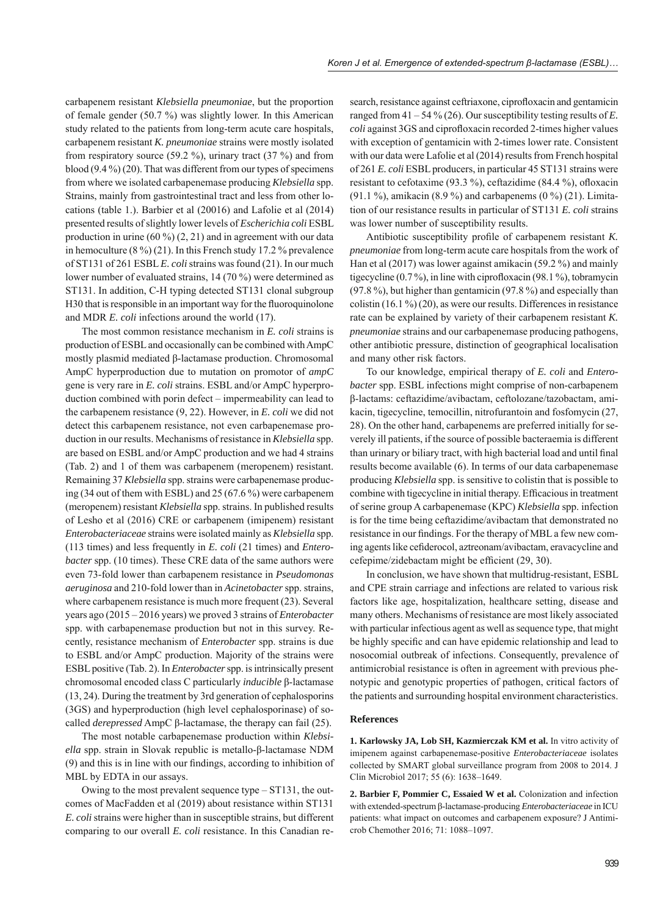carbapenem resistant *Klebsiella pneumoniae*, but the proportion of female gender (50.7 %) was slightly lower. In this American study related to the patients from long-term acute care hospitals, carbapenem resistant *K. pneumoniae* strains were mostly isolated from respiratory source (59.2 %), urinary tract (37 %) and from blood (9.4 %) (20). That was different from our types of specimens from where we isolated carbapenemase producing *Klebsiella* spp. Strains, mainly from gastrointestinal tract and less from other locations (table 1.). Barbier et al (20016) and Lafolie et al (2014) presented results of slightly lower levels of *Escherichia coli* ESBL production in urine (60 %) (2, 21) and in agreement with our data in hemoculture (8 %) (21). In this French study 17.2 % prevalence of ST131 of 261 ESBL *E. coli* strains was found (21). In our much lower number of evaluated strains, 14 (70 %) were determined as ST131. In addition, C-H typing detected ST131 clonal subgroup H30 that is responsible in an important way for the fluoroquinolone and MDR *E. coli* infections around the world (17).

The most common resistance mechanism in *E. coli* strains is production of ESBL and occasionally can be combined with AmpC mostly plasmid mediated β-lactamase production. Chromosomal AmpC hyperproduction due to mutation on promotor of *ampC* gene is very rare in *E. coli* strains. ESBL and/or AmpC hyperproduction combined with porin defect – impermeability can lead to the carbapenem resistance (9, 22). However, in *E. coli* we did not detect this carbapenem resistance, not even carbapenemase production in our results. Mechanisms of resistance in *Klebsiella* spp. are based on ESBL and/or AmpC production and we had 4 strains (Tab. 2) and 1 of them was carbapenem (meropenem) resistant. Remaining 37 *Klebsiella* spp. strains were carbapenemase producing (34 out of them with ESBL) and 25 (67.6 %) were carbapenem (meropenem) resistant *Klebsiella* spp. strains. In published results of Lesho et al (2016) CRE or carbapenem (imipenem) resistant *Enterobacteriaceae* strains were isolated mainly as *Klebsiella* spp. (113 times) and less frequently in *E. coli* (21 times) and *Enterobacter* spp. (10 times). These CRE data of the same authors were even 73-fold lower than carbapenem resistance in *Pseudomonas aeruginosa* and 210-fold lower than in *Acinetobacter* spp. strains, where carbapenem resistance is much more frequent (23). Several years ago (2015 – 2016 years) we proved 3 strains of *Enterobacter* spp. with carbapenemase production but not in this survey. Recently, resistance mechanism of *Enterobacter* spp. strains is due to ESBL and/or AmpC production. Majority of the strains were ESBL positive (Tab. 2). In *Enterobacter* spp. is intrinsically present chromosomal encoded class C particularly *inducible* β-lactamase (13, 24). During the treatment by 3rd generation of cephalosporins (3GS) and hyperproduction (high level cephalosporinase) of so-called *derepressed* AmpC β-lactamase, the therapy can fail (25).

The most notable carbapenemase production within *Klebsiella* spp. strain in Slovak republic is metallo-β-lactamase NDM (9) and this is in line with our findings, according to inhibition of MBL by EDTA in our assays.

Owing to the most prevalent sequence type – ST131, the outcomes of MacFadden et al (2019) about resistance within ST131 *E. coli* strains were higher than in susceptible strains, but different comparing to our overall *E. coli* resistance. In this Canadian research, resistance against ceftriaxone, ciprofloxacin and gentamicin ranged from 41 – 54 % (26). Our susceptibility testing results of *E. coli* against 3GS and ciprofloxacin recorded 2-times higher values with exception of gentamicin with 2-times lower rate. Consistent with our data were Lafolie et al (2014) results from French hospital of 261 *E. coli* ESBL producers, in particular 45 ST131 strains were resistant to cefotaxime (93.3 %), ceftazidime (84.4 %), ofloxacin (91.1 %), amikacin (8.9 %) and carbapenems (0 %) (21). Limitation of our resistance results in particular of ST131 *E. coli* strains was lower number of susceptibility results.

Antibiotic susceptibility profile of carbapenem resistant *K. pneumoniae* from long-term acute care hospitals from the work of Han et al (2017) was lower against amikacin (59.2 %) and mainly tigecycline (0.7 %), in line with ciprofloxacin (98.1 %), tobramycin (97.8 %), but higher than gentamicin (97.8 %) and especially than colistin (16.1 %) (20), as were our results. Differences in resistance rate can be explained by variety of their carbapenem resistant *K. pneumoniae* strains and our carbapenemase producing pathogens, other antibiotic pressure, distinction of geographical localisation and many other risk factors.

To our knowledge, empirical therapy of *E. coli* and *Enterobacter* spp. ESBL infections might comprise of non-carbapenem β-lactams: ceftazidime/avibactam, ceftolozane/tazobactam, amikacin, tigecycline, temocillin, nitrofurantoin and fosfomycin (27, 28). On the other hand, carbapenems are preferred initially for severely ill patients, if the source of possible bacteraemia is different than urinary or biliary tract, with high bacterial load and until final results become available (6). In terms of our data carbapenemase producing *Klebsiella* spp. is sensitive to colistin that is possible to combine with tigecycline in initial therapy. Efficacious in treatment of serine group A carbapenemase (KPC) *Klebsiella* spp. infection is for the time being ceftazidime/avibactam that demonstrated no resistance in our findings. For the therapy of MBL a few new coming agents like cefiderocol, aztreonam/avibactam, eravacycline and cefepime/zidebactam might be efficient (29, 30).

In conclusion, we have shown that multidrug-resistant, ESBL and CPE strain carriage and infections are related to various risk factors like age, hospitalization, healthcare setting, disease and many others. Mechanisms of resistance are most likely associated with particular infectious agent as well as sequence type, that might be highly specific and can have epidemic relationship and lead to nosocomial outbreak of infections. Consequently, prevalence of antimicrobial resistance is often in agreement with previous phenotypic and genotypic properties of pathogen, critical factors of the patients and surrounding hospital environment characteristics.

## References

**1. Karlowsky JA, Lob SH, Kazmierczak KM et al.** In vitro activity of imipenem against carbapenemase-positive *Enterobacteriaceae* isolates collected by SMART global surveillance program from 2008 to 2014. J Clin Microbiol 2017; 55 (6): 1638–1649.

**2. Barbier F, Pommier C, Essaied W et al.** Colonization and infection with extended-spectrum β-lactamase-producing *Enterobacteriaceae* in ICU patients: what impact on outcomes and carbapenem exposure? J Antimicrob Chemother 2016; 71: 1088–1097.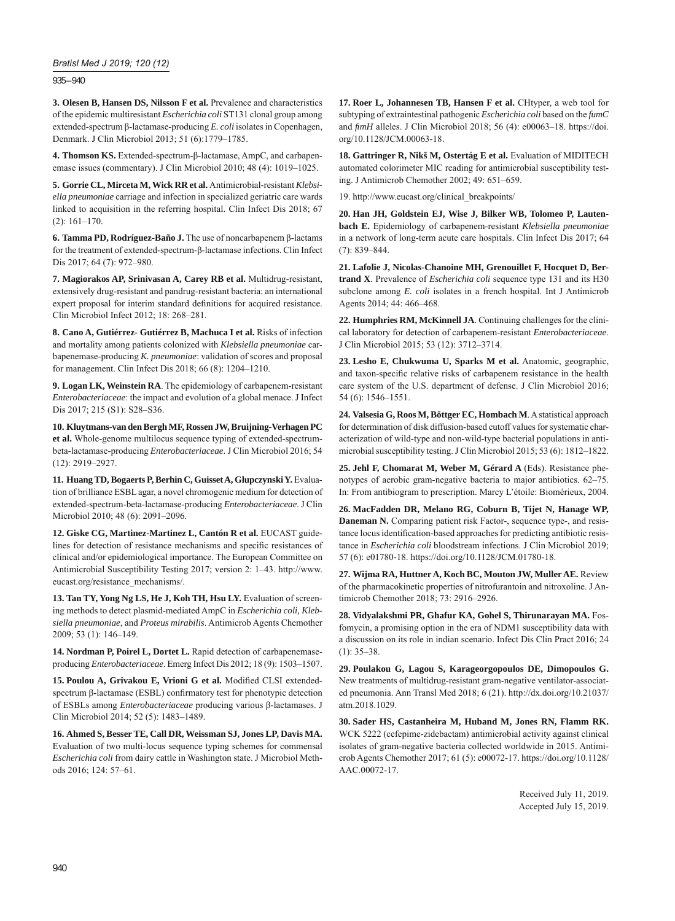**3. Olesen B, Hansen DS, Nilsson F et al.** Prevalence and characteristics of the epidemic multiresistant *Escherichia coli* ST131 clonal group among extended-spectrum β-lactamase-producing *E. coli* isolates in Copenhagen, Denmark. J Clin Microbiol 2013; 51 (6):1779–1785.

**4. Thomson KS.** Extended-spectrum-β-lactamase, AmpC, and carbapenemase issues (commentary). J Clin Microbiol 2010; 48 (4): 1019–1025.

**5. Gorrie CL, Mirceta M, Wick RR et al.** Antimicrobial-resistant *Klebsiella pneumoniae* carriage and infection in specialized geriatric care wards linked to acquisition in the referring hospital. Clin Infect Dis 2018; 67 (2): 161–170.

**6. Tamma PD, Rodríguez-Baño J.** The use of noncarbapenem β-lactams for the treatment of extended-spectrum-β-lactamase infections. Clin Infect Dis 2017; 64 (7): 972–980.

**7. Magiorakos AP, Srinivasan A, Carey RB et al.** Multidrug-resistant, extensively drug-resistant and pandrug-resistant bacteria: an international expert proposal for interim standard definitions for acquired resistance. Clin Microbiol Infect 2012; 18: 268–281.

**8. Cano A, Gutiérrez- Gutiérrez B, Machuca I et al.** Risks of infection and mortality among patients colonized with *Klebsiella pneumoniae* carbapenemase-producing *K. pneumoniae*: validation of scores and proposal for management. Clin Infect Dis 2018; 66 (8): 1204–1210.

**9. Logan LK, Weinstein RA**. The epidemiology of carbapenem-resistant *Enterobacteriaceae*: the impact and evolution of a global menace. J Infect Dis 2017; 215 (S1): S28–S36.

**10. Kluytmans-van den Bergh MF, Rossen JW, Bruijning-Verhagen PC et al.** Whole-genome multilocus sequence typing of extended-spectrum-beta-lactamase-producing *Enterobacteriaceae*. J Clin Microbiol 2016; 54 (12): 2919–2927.

**11. Huang TD, Bogaerts P, Berhin C, Guisset A, Glupczynski Y.** Evaluation of brilliance ESBL agar, a novel chromogenic medium for detection of extended-spectrum-beta-lactamase-producing *Enterobacteriaceae*. J Clin Microbiol 2010; 48 (6): 2091–2096.

**12. Giske CG, Martinez-Martinez L, Cantón R et al.** EUCAST guidelines for detection of resistance mechanisms and specific resistances of clinical and/or epidemiological importance. The European Committee on Antimicrobial Susceptibility Testing 2017; version 2: 1–43. http://www.eucast.org/resistance_mechanisms/.

**13. Tan TY, Yong Ng LS, He J, Koh TH, Hsu LY.** Evaluation of screening methods to detect plasmid-mediated AmpC in *Escherichia coli, Klebsiella pneumoniae*, and *Proteus mirabilis*. Antimicrob Agents Chemother 2009; 53 (1): 146–149.

**14. Nordman P, Poirel L, Dortet L.** Rapid detection of carbapenemase-producing *Enterobacteriaceae*. Emerg Infect Dis 2012; 18 (9): 1503–1507.

**15. Poulou A, Grivakou E, Vrioni G et al.** Modified CLSI extended-spectrum β-lactamase (ESBL) confirmatory test for phenotypic detection of ESBLs among *Enterobacteriaceae* producing various β-lactamases. J Clin Microbiol 2014; 52 (5): 1483–1489.

**16. Ahmed S, Besser TE, Call DR, Weissman SJ, Jones LP, Davis MA.** Evaluation of two multi-locus sequence typing schemes for commensal *Escherichia coli* from dairy cattle in Washington state. J Microbiol Methods 2016; 124: 57–61.

**17. Roer L, Johannesen TB, Hansen F et al.** CHtyper, a web tool for subtyping of extraintestinal pathogenic *Escherichia coli* based on the *fumC* and *fimH* alleles. J Clin Microbiol 2018; 56 (4): e00063–18. https://doi.org/10.1128/JCM.00063-18.

**18. Gattringer R, Nikš M, Ostertág E et al.** Evaluation of MIDITECH automated colorimeter MIC reading for antimicrobial susceptibility testing. J Antimicrob Chemother 2002; 49: 651–659.

19. http://www.eucast.org/clinical_breakpoints/

**20. Han JH, Goldstein EJ, Wise J, Bilker WB, Tolomeo P, Lautenbach E.** Epidemiology of carbapenem-resistant *Klebsiella pneumoniae* in a network of long-term acute care hospitals. Clin Infect Dis 2017; 64 (7): 839–844.

**21. Lafolie J, Nicolas-Chanoine MH, Grenouillet F, Hocquet D, Bertrand X**. Prevalence of *Escherichia coli* sequence type 131 and its H30 subclone among *E. coli* isolates in a french hospital. Int J Antimicrob Agents 2014; 44: 466–468.

**22. Humphries RM, McKinnell JA**. Continuing challenges for the clinical laboratory for detection of carbapenem-resistant *Enterobacteriaceae*. J Clin Microbiol 2015; 53 (12): 3712–3714.

**23. Lesho E, Chukwuma U, Sparks M et al.** Anatomic, geographic, and taxon-specific relative risks of carbapenem resistance in the health care system of the U.S. department of defense. J Clin Microbiol 2016; 54 (6): 1546–1551.

**24. Valsesia G, Roos M, Böttger EC, Hombach M**. A statistical approach for determination of disk diffusion-based cutoff values for systematic characterization of wild-type and non-wild-type bacterial populations in antimicrobial susceptibility testing. J Clin Microbiol 2015; 53 (6): 1812–1822.

**25. Jehl F, Chomarat M, Weber M, Gérard A** (Eds). Resistance phenotypes of aerobic gram-negative bacteria to major antibiotics. 62–75. In: From antibiogram to prescription. Marcy L'étoile: Biomérieux, 2004.

**26. MacFadden DR, Melano RG, Coburn B, Tijet N, Hanage WP, Daneman N.** Comparing patient risk Factor-, sequence type-, and resistance locus identification-based approaches for predicting antibiotic resistance in *Escherichia coli* bloodstream infections. J Clin Microbiol 2019; 57 (6): e01780-18. https://doi.org/10.1128/JCM.01780-18.

**27. Wijma RA, Huttner A, Koch BC, Mouton JW, Muller AE.** Review of the pharmacokinetic properties of nitrofurantoin and nitroxoline. J Antimicrob Chemother 2018; 73: 2916–2926.

**28. Vidyalakshmi PR, Ghafur KA, Gohel S, Thirunarayan MA.** Fosfomycin, a promising option in the era of NDM1 susceptibility data with a discussion on its role in indian scenario. Infect Dis Clin Pract 2016; 24 (1): 35–38.

**29. Poulakou G, Lagou S, Karageorgopoulos DE, Dimopoulos G.** New treatments of multidrug-resistant gram-negative ventilator-associated pneumonia. Ann Transl Med 2018; 6 (21). http://dx.doi.org/10.21037/atm.2018.1029.

**30. Sader HS, Castanheira M, Huband M, Jones RN, Flamm RK.** WCK 5222 (cefepime-zidebactam) antimicrobial activity against clinical isolates of gram-negative bacteria collected worldwide in 2015. Antimicrob Agents Chemother 2017; 61 (5): e00072-17. https://doi.org/10.1128/AAC.00072-17.

Received July 11, 2019.
Accepted July 15, 2019.